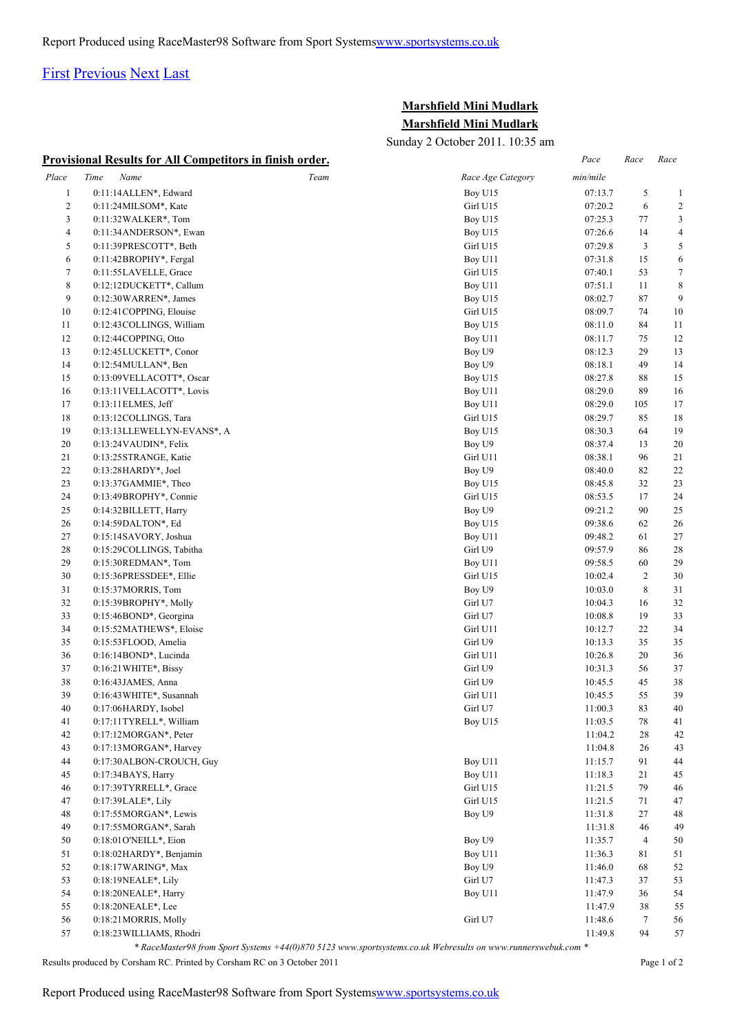Report Produced using RaceMaster98 Software from Sport Systems[www.sportsystems.co.uk](http://www.sportsystems.co.uk)

[First](#) [Previous](#) [Next](#) [Last](#)

## Marshfield Mini Mudlark

## Marshfield Mini Mudlark

Sunday 2 October 2011. 10:35 am

### Provisional Results for All Competitors in finish order.

| Place | Time | Name | Team | Race Age Category | Pace min/mile | Race | Race |
|---|---|---|---|---|---|---|---|
| 1 | 0:11:14 | ALLEN*, Edward | | Boy U15 | 07:13.7 | 5 | 1 |
| 2 | 0:11:24 | MILSOM*, Kate | | Girl U15 | 07:20.2 | 6 | 2 |
| 3 | 0:11:32 | WALKER*, Tom | | Boy U15 | 07:25.3 | 77 | 3 |
| 4 | 0:11:34 | ANDERSON*, Ewan | | Boy U15 | 07:26.6 | 14 | 4 |
| 5 | 0:11:39 | PRESCOTT*, Beth | | Girl U15 | 07:29.8 | 3 | 5 |
| 6 | 0:11:42 | BROPHY*, Fergal | | Boy U11 | 07:31.8 | 15 | 6 |
| 7 | 0:11:55 | LAVELLE, Grace | | Girl U15 | 07:40.1 | 53 | 7 |
| 8 | 0:12:12 | DUCKETT*, Callum | | Boy U11 | 07:51.1 | 11 | 8 |
| 9 | 0:12:30 | WARREN*, James | | Boy U15 | 08:02.7 | 87 | 9 |
| 10 | 0:12:41 | COPPING, Elouise | | Girl U15 | 08:09.7 | 74 | 10 |
| 11 | 0:12:43 | COLLINGS, William | | Boy U15 | 08:11.0 | 84 | 11 |
| 12 | 0:12:44 | COPPING, Otto | | Boy U11 | 08:11.7 | 75 | 12 |
| 13 | 0:12:45 | LUCKETT*, Conor | | Boy U9 | 08:12.3 | 29 | 13 |
| 14 | 0:12:54 | MULLAN*, Ben | | Boy U9 | 08:18.1 | 49 | 14 |
| 15 | 0:13:09 | VELLACOTT*, Oscar | | Boy U15 | 08:27.8 | 88 | 15 |
| 16 | 0:13:11 | VELLACOTT*, Lovis | | Boy U11 | 08:29.0 | 89 | 16 |
| 17 | 0:13:11 | ELMES, Jeff | | Boy U11 | 08:29.0 | 105 | 17 |
| 18 | 0:13:12 | COLLINGS, Tara | | Girl U15 | 08:29.7 | 85 | 18 |
| 19 | 0:13:13 | LLEWELLYN-EVANS*, A | | Boy U15 | 08:30.3 | 64 | 19 |
| 20 | 0:13:24 | VAUDIN*, Felix | | Boy U9 | 08:37.4 | 13 | 20 |
| 21 | 0:13:25 | STRANGE, Katie | | Girl U11 | 08:38.1 | 96 | 21 |
| 22 | 0:13:28 | HARDY*, Joel | | Boy U9 | 08:40.0 | 82 | 22 |
| 23 | 0:13:37 | GAMMIE*, Theo | | Boy U15 | 08:45.8 | 32 | 23 |
| 24 | 0:13:49 | BROPHY*, Connie | | Girl U15 | 08:53.5 | 17 | 24 |
| 25 | 0:14:32 | BILLETT, Harry | | Boy U9 | 09:21.2 | 90 | 25 |
| 26 | 0:14:59 | DALTON*, Ed | | Boy U15 | 09:38.6 | 62 | 26 |
| 27 | 0:15:14 | SAVORY, Joshua | | Boy U11 | 09:48.2 | 61 | 27 |
| 28 | 0:15:29 | COLLINGS, Tabitha | | Girl U9 | 09:57.9 | 86 | 28 |
| 29 | 0:15:30 | REDMAN*, Tom | | Boy U11 | 09:58.5 | 60 | 29 |
| 30 | 0:15:36 | PRESSDEE*, Ellie | | Girl U15 | 10:02.4 | 2 | 30 |
| 31 | 0:15:37 | MORRIS, Tom | | Boy U9 | 10:03.0 | 8 | 31 |
| 32 | 0:15:39 | BROPHY*, Molly | | Girl U7 | 10:04.3 | 16 | 32 |
| 33 | 0:15:46 | BOND*, Georgina | | Girl U7 | 10:08.8 | 19 | 33 |
| 34 | 0:15:52 | MATHEWS*, Eloise | | Girl U11 | 10:12.7 | 22 | 34 |
| 35 | 0:15:53 | FLOOD, Amelia | | Girl U9 | 10:13.3 | 35 | 35 |
| 36 | 0:16:14 | BOND*, Lucinda | | Girl U11 | 10:26.8 | 20 | 36 |
| 37 | 0:16:21 | WHITE*, Bissy | | Girl U9 | 10:31.3 | 56 | 37 |
| 38 | 0:16:43 | JAMES, Anna | | Girl U9 | 10:45.5 | 45 | 38 |
| 39 | 0:16:43 | WHITE*, Susannah | | Girl U11 | 10:45.5 | 55 | 39 |
| 40 | 0:17:06 | HARDY, Isobel | | Girl U7 | 11:00.3 | 83 | 40 |
| 41 | 0:17:11 | TYRELL*, William | | Boy U15 | 11:03.5 | 78 | 41 |
| 42 | 0:17:12 | MORGAN*, Peter | | | 11:04.2 | 28 | 42 |
| 43 | 0:17:13 | MORGAN*, Harvey | | | 11:04.8 | 26 | 43 |
| 44 | 0:17:30 | ALBON-CROUCH, Guy | | Boy U11 | 11:15.7 | 91 | 44 |
| 45 | 0:17:34 | BAYS, Harry | | Boy U11 | 11:18.3 | 21 | 45 |
| 46 | 0:17:39 | TYRRELL*, Grace | | Girl U15 | 11:21.5 | 79 | 46 |
| 47 | 0:17:39 | LALE*, Lily | | Girl U15 | 11:21.5 | 71 | 47 |
| 48 | 0:17:55 | MORGAN*, Lewis | | Boy U9 | 11:31.8 | 27 | 48 |
| 49 | 0:17:55 | MORGAN*, Sarah | | | 11:31.8 | 46 | 49 |
| 50 | 0:18:01 | O'NEILL*, Eion | | Boy U9 | 11:35.7 | 4 | 50 |
| 51 | 0:18:02 | HARDY*, Benjamin | | Boy U11 | 11:36.3 | 81 | 51 |
| 52 | 0:18:17 | WARING*, Max | | Boy U9 | 11:46.0 | 68 | 52 |
| 53 | 0:18:19 | NEALE*, Lily | | Girl U7 | 11:47.3 | 37 | 53 |
| 54 | 0:18:20 | NEALE*, Harry | | Boy U11 | 11:47.9 | 36 | 54 |
| 55 | 0:18:20 | NEALE*, Lee | | | 11:47.9 | 38 | 55 |
| 56 | 0:18:21 | MORRIS, Molly | | Girl U7 | 11:48.6 | 7 | 56 |
| 57 | 0:18:23 | WILLIAMS, Rhodri | | | 11:49.8 | 94 | 57 |

*\* RaceMaster98 from Sport Systems +44(0)870 5123 www.sportsystems.co.uk Webresults on www.runnerswebuk.com \**

Results produced by Corsham RC. Printed by Corsham RC on 3 October 2011

Report Produced using RaceMaster98 Software from Sport Systems[www.sportsystems.co.uk](http://www.sportsystems.co.uk)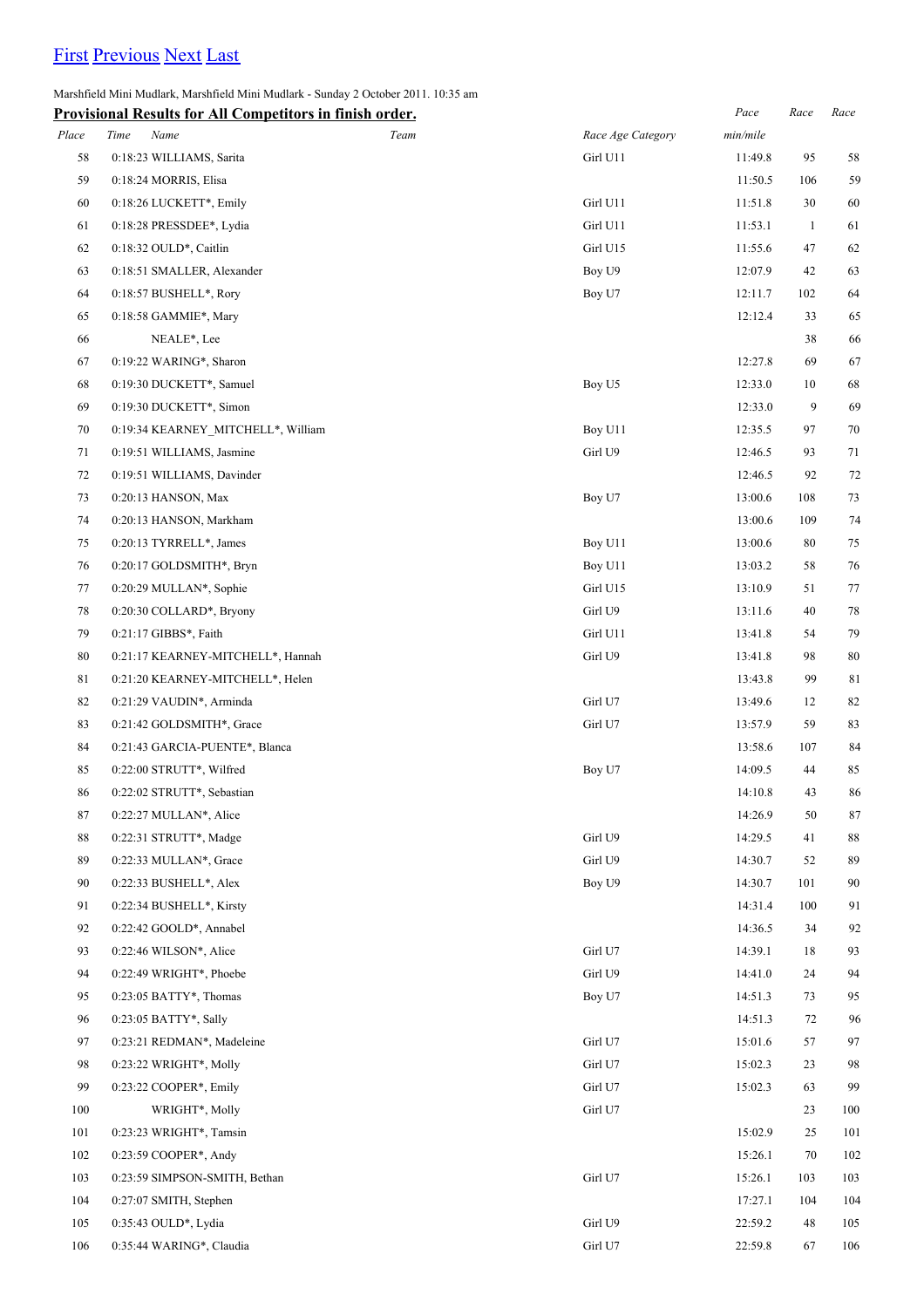First Previous Next Last

Marshfield Mini Mudlark, Marshfield Mini Mudlark - Sunday 2 October 2011. 10:35 am

**Provisional Results for All Competitors in finish order.**

| Place | Time | Name | Team | Race Age Category | Pace min/mile | Race | Race |
|---|---|---|---|---|---|---|---|
| 58 | 0:18:23 | WILLIAMS, Sarita | | Girl U11 | 11:49.8 | 95 | 58 |
| 59 | 0:18:24 | MORRIS, Elisa | | | 11:50.5 | 106 | 59 |
| 60 | 0:18:26 | LUCKETT*, Emily | | Girl U11 | 11:51.8 | 30 | 60 |
| 61 | 0:18:28 | PRESSDEE*, Lydia | | Girl U11 | 11:53.1 | 1 | 61 |
| 62 | 0:18:32 | OULD*, Caitlin | | Girl U15 | 11:55.6 | 47 | 62 |
| 63 | 0:18:51 | SMALLER, Alexander | | Boy U9 | 12:07.9 | 42 | 63 |
| 64 | 0:18:57 | BUSHELL*, Rory | | Boy U7 | 12:11.7 | 102 | 64 |
| 65 | 0:18:58 | GAMMIE*, Mary | | | 12:12.4 | 33 | 65 |
| 66 | | NEALE*, Lee | | | | 38 | 66 |
| 67 | 0:19:22 | WARING*, Sharon | | | 12:27.8 | 69 | 67 |
| 68 | 0:19:30 | DUCKETT*, Samuel | | Boy U5 | 12:33.0 | 10 | 68 |
| 69 | 0:19:30 | DUCKETT*, Simon | | | 12:33.0 | 9 | 69 |
| 70 | 0:19:34 | KEARNEY_MITCHELL*, William | | Boy U11 | 12:35.5 | 97 | 70 |
| 71 | 0:19:51 | WILLIAMS, Jasmine | | Girl U9 | 12:46.5 | 93 | 71 |
| 72 | 0:19:51 | WILLIAMS, Davinder | | | 12:46.5 | 92 | 72 |
| 73 | 0:20:13 | HANSON, Max | | Boy U7 | 13:00.6 | 108 | 73 |
| 74 | 0:20:13 | HANSON, Markham | | | 13:00.6 | 109 | 74 |
| 75 | 0:20:13 | TYRRELL*, James | | Boy U11 | 13:00.6 | 80 | 75 |
| 76 | 0:20:17 | GOLDSMITH*, Bryn | | Boy U11 | 13:03.2 | 58 | 76 |
| 77 | 0:20:29 | MULLAN*, Sophie | | Girl U15 | 13:10.9 | 51 | 77 |
| 78 | 0:20:30 | COLLARD*, Bryony | | Girl U9 | 13:11.6 | 40 | 78 |
| 79 | 0:21:17 | GIBBS*, Faith | | Girl U11 | 13:41.8 | 54 | 79 |
| 80 | 0:21:17 | KEARNEY-MITCHELL*, Hannah | | Girl U9 | 13:41.8 | 98 | 80 |
| 81 | 0:21:20 | KEARNEY-MITCHELL*, Helen | | | 13:43.8 | 99 | 81 |
| 82 | 0:21:29 | VAUDIN*, Arminda | | Girl U7 | 13:49.6 | 12 | 82 |
| 83 | 0:21:42 | GOLDSMITH*, Grace | | Girl U7 | 13:57.9 | 59 | 83 |
| 84 | 0:21:43 | GARCIA-PUENTE*, Blanca | | | 13:58.6 | 107 | 84 |
| 85 | 0:22:00 | STRUTT*, Wilfred | | Boy U7 | 14:09.5 | 44 | 85 |
| 86 | 0:22:02 | STRUTT*, Sebastian | | | 14:10.8 | 43 | 86 |
| 87 | 0:22:27 | MULLAN*, Alice | | | 14:26.9 | 50 | 87 |
| 88 | 0:22:31 | STRUTT*, Madge | | Girl U9 | 14:29.5 | 41 | 88 |
| 89 | 0:22:33 | MULLAN*, Grace | | Girl U9 | 14:30.7 | 52 | 89 |
| 90 | 0:22:33 | BUSHELL*, Alex | | Boy U9 | 14:30.7 | 101 | 90 |
| 91 | 0:22:34 | BUSHELL*, Kirsty | | | 14:31.4 | 100 | 91 |
| 92 | 0:22:42 | GOOLD*, Annabel | | | 14:36.5 | 34 | 92 |
| 93 | 0:22:46 | WILSON*, Alice | | Girl U7 | 14:39.1 | 18 | 93 |
| 94 | 0:22:49 | WRIGHT*, Phoebe | | Girl U9 | 14:41.0 | 24 | 94 |
| 95 | 0:23:05 | BATTY*, Thomas | | Boy U7 | 14:51.3 | 73 | 95 |
| 96 | 0:23:05 | BATTY*, Sally | | | 14:51.3 | 72 | 96 |
| 97 | 0:23:21 | REDMAN*, Madeleine | | Girl U7 | 15:01.6 | 57 | 97 |
| 98 | 0:23:22 | WRIGHT*, Molly | | Girl U7 | 15:02.3 | 23 | 98 |
| 99 | 0:23:22 | COOPER*, Emily | | Girl U7 | 15:02.3 | 63 | 99 |
| 100 | | WRIGHT*, Molly | | Girl U7 | | 23 | 100 |
| 101 | 0:23:23 | WRIGHT*, Tamsin | | | 15:02.9 | 25 | 101 |
| 102 | 0:23:59 | COOPER*, Andy | | | 15:26.1 | 70 | 102 |
| 103 | 0:23:59 | SIMPSON-SMITH, Bethan | | Girl U7 | 15:26.1 | 103 | 103 |
| 104 | 0:27:07 | SMITH, Stephen | | | 17:27.1 | 104 | 104 |
| 105 | 0:35:43 | OULD*, Lydia | | Girl U9 | 22:59.2 | 48 | 105 |
| 106 | 0:35:44 | WARING*, Claudia | | Girl U7 | 22:59.8 | 67 | 106 |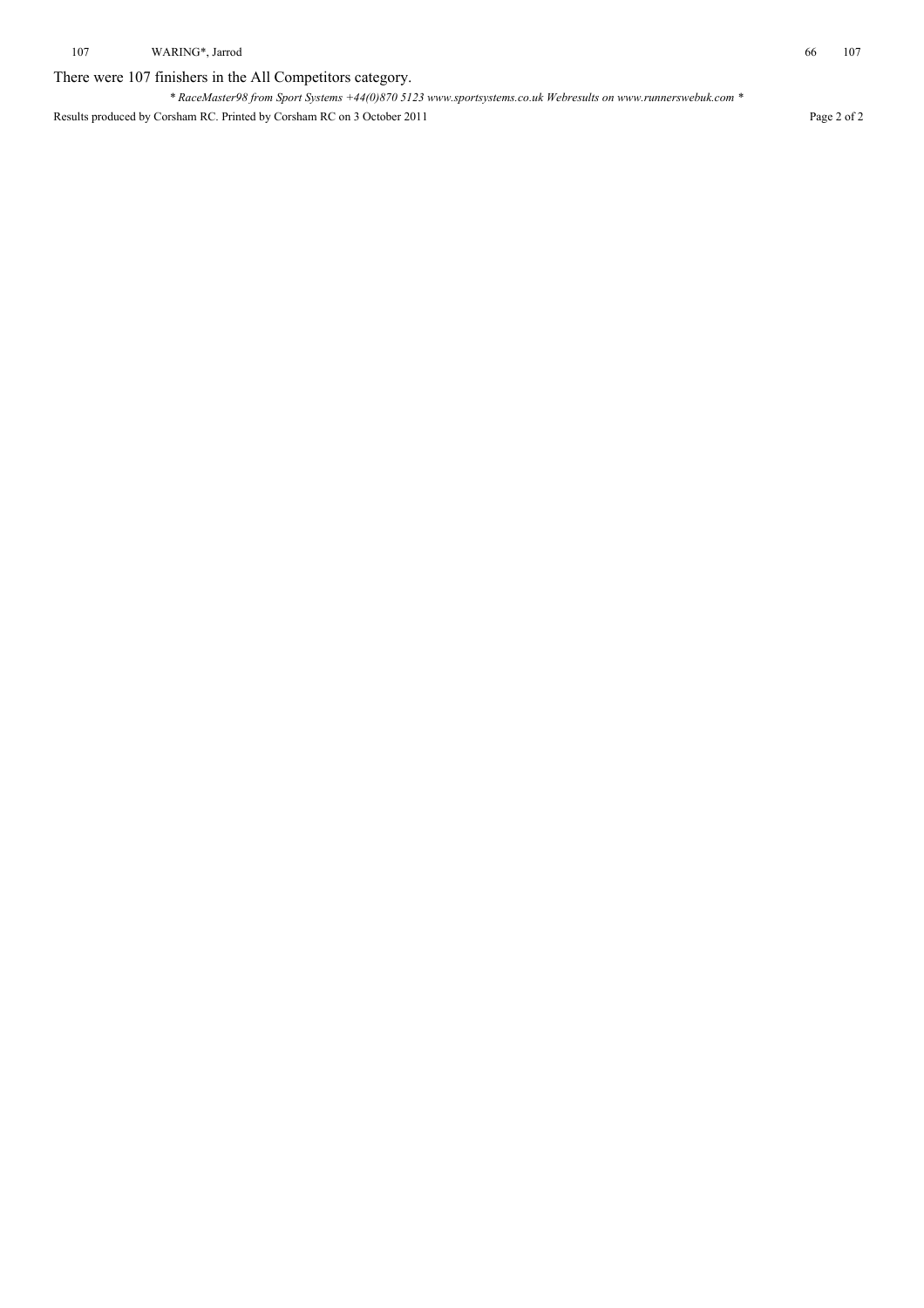| | | | |
|---|---|---|---|
| 107 | WARING*, Jarrod | 66 | 107 |

There were 107 finishers in the All Competitors category.

*\* RaceMaster98 from Sport Systems +44(0)870 5123 www.sportsystems.co.uk Webresults on www.runnerswebuk.com \**

Results produced by Corsham RC. Printed by Corsham RC on 3 October 2011